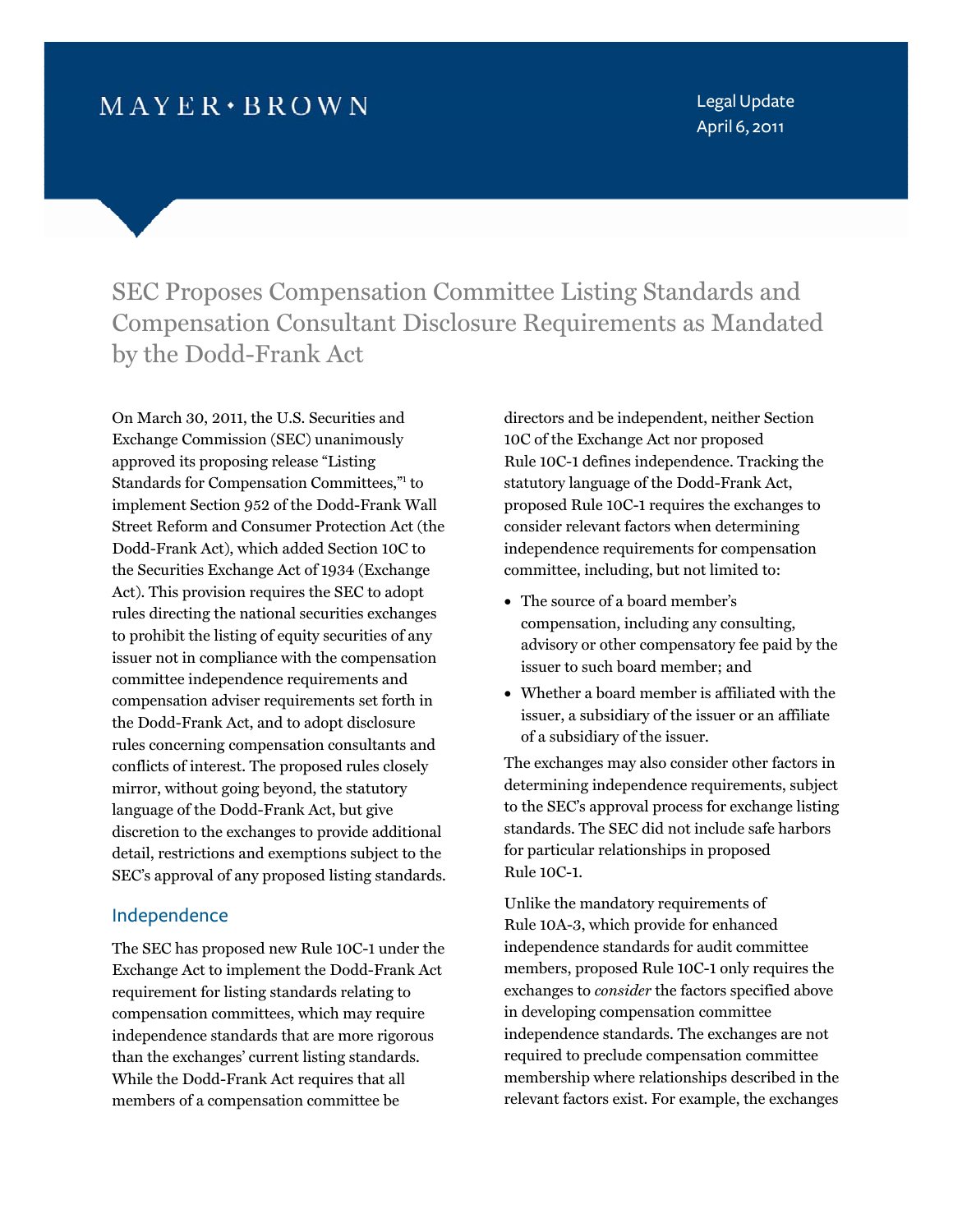MAYER • BROWN

Legal Update
April 6, 2011

# SEC Proposes Compensation Committee Listing Standards and Compensation Consultant Disclosure Requirements as Mandated by the Dodd-Frank Act

On March 30, 2011, the U.S. Securities and Exchange Commission (SEC) unanimously approved its proposing release "Listing Standards for Compensation Committees,"[1] to implement Section 952 of the Dodd-Frank Wall Street Reform and Consumer Protection Act (the Dodd-Frank Act), which added Section 10C to the Securities Exchange Act of 1934 (Exchange Act). This provision requires the SEC to adopt rules directing the national securities exchanges to prohibit the listing of equity securities of any issuer not in compliance with the compensation committee independence requirements and compensation adviser requirements set forth in the Dodd-Frank Act, and to adopt disclosure rules concerning compensation consultants and conflicts of interest. The proposed rules closely mirror, without going beyond, the statutory language of the Dodd-Frank Act, but give discretion to the exchanges to provide additional detail, restrictions and exemptions subject to the SEC's approval of any proposed listing standards.

## Independence

The SEC has proposed new Rule 10C-1 under the Exchange Act to implement the Dodd-Frank Act requirement for listing standards relating to compensation committees, which may require independence standards that are more rigorous than the exchanges' current listing standards. While the Dodd-Frank Act requires that all members of a compensation committee be directors and be independent, neither Section 10C of the Exchange Act nor proposed Rule 10C-1 defines independence. Tracking the statutory language of the Dodd-Frank Act, proposed Rule 10C-1 requires the exchanges to consider relevant factors when determining independence requirements for compensation committee, including, but not limited to:

- The source of a board member's compensation, including any consulting, advisory or other compensatory fee paid by the issuer to such board member; and
- Whether a board member is affiliated with the issuer, a subsidiary of the issuer or an affiliate of a subsidiary of the issuer.

The exchanges may also consider other factors in determining independence requirements, subject to the SEC's approval process for exchange listing standards. The SEC did not include safe harbors for particular relationships in proposed Rule 10C-1.

Unlike the mandatory requirements of Rule 10A-3, which provide for enhanced independence standards for audit committee members, proposed Rule 10C-1 only requires the exchanges to *consider* the factors specified above in developing compensation committee independence standards. The exchanges are not required to preclude compensation committee membership where relationships described in the relevant factors exist. For example, the exchanges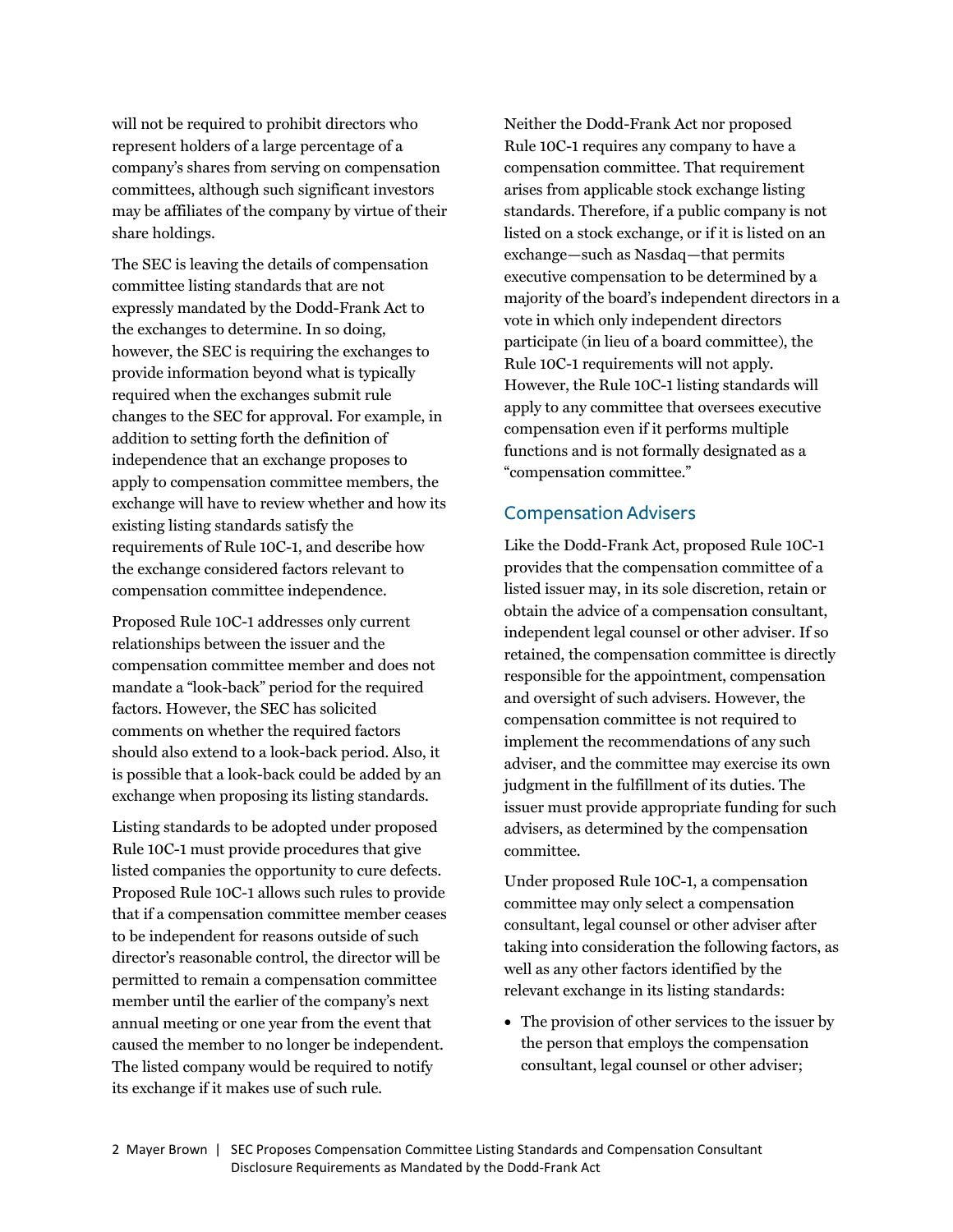will not be required to prohibit directors who represent holders of a large percentage of a company's shares from serving on compensation committees, although such significant investors may be affiliates of the company by virtue of their share holdings.

The SEC is leaving the details of compensation committee listing standards that are not expressly mandated by the Dodd-Frank Act to the exchanges to determine. In so doing, however, the SEC is requiring the exchanges to provide information beyond what is typically required when the exchanges submit rule changes to the SEC for approval. For example, in addition to setting forth the definition of independence that an exchange proposes to apply to compensation committee members, the exchange will have to review whether and how its existing listing standards satisfy the requirements of Rule 10C-1, and describe how the exchange considered factors relevant to compensation committee independence.

Proposed Rule 10C-1 addresses only current relationships between the issuer and the compensation committee member and does not mandate a "look-back" period for the required factors. However, the SEC has solicited comments on whether the required factors should also extend to a look-back period. Also, it is possible that a look-back could be added by an exchange when proposing its listing standards.

Listing standards to be adopted under proposed Rule 10C-1 must provide procedures that give listed companies the opportunity to cure defects. Proposed Rule 10C-1 allows such rules to provide that if a compensation committee member ceases to be independent for reasons outside of such director's reasonable control, the director will be permitted to remain a compensation committee member until the earlier of the company's next annual meeting or one year from the event that caused the member to no longer be independent. The listed company would be required to notify its exchange if it makes use of such rule.

Neither the Dodd-Frank Act nor proposed Rule 10C-1 requires any company to have a compensation committee. That requirement arises from applicable stock exchange listing standards. Therefore, if a public company is not listed on a stock exchange, or if it is listed on an exchange—such as Nasdaq—that permits executive compensation to be determined by a majority of the board's independent directors in a vote in which only independent directors participate (in lieu of a board committee), the Rule 10C-1 requirements will not apply. However, the Rule 10C-1 listing standards will apply to any committee that oversees executive compensation even if it performs multiple functions and is not formally designated as a "compensation committee."

## Compensation Advisers

Like the Dodd-Frank Act, proposed Rule 10C-1 provides that the compensation committee of a listed issuer may, in its sole discretion, retain or obtain the advice of a compensation consultant, independent legal counsel or other adviser. If so retained, the compensation committee is directly responsible for the appointment, compensation and oversight of such advisers. However, the compensation committee is not required to implement the recommendations of any such adviser, and the committee may exercise its own judgment in the fulfillment of its duties. The issuer must provide appropriate funding for such advisers, as determined by the compensation committee.

Under proposed Rule 10C-1, a compensation committee may only select a compensation consultant, legal counsel or other adviser after taking into consideration the following factors, as well as any other factors identified by the relevant exchange in its listing standards:

- The provision of other services to the issuer by the person that employs the compensation consultant, legal counsel or other adviser;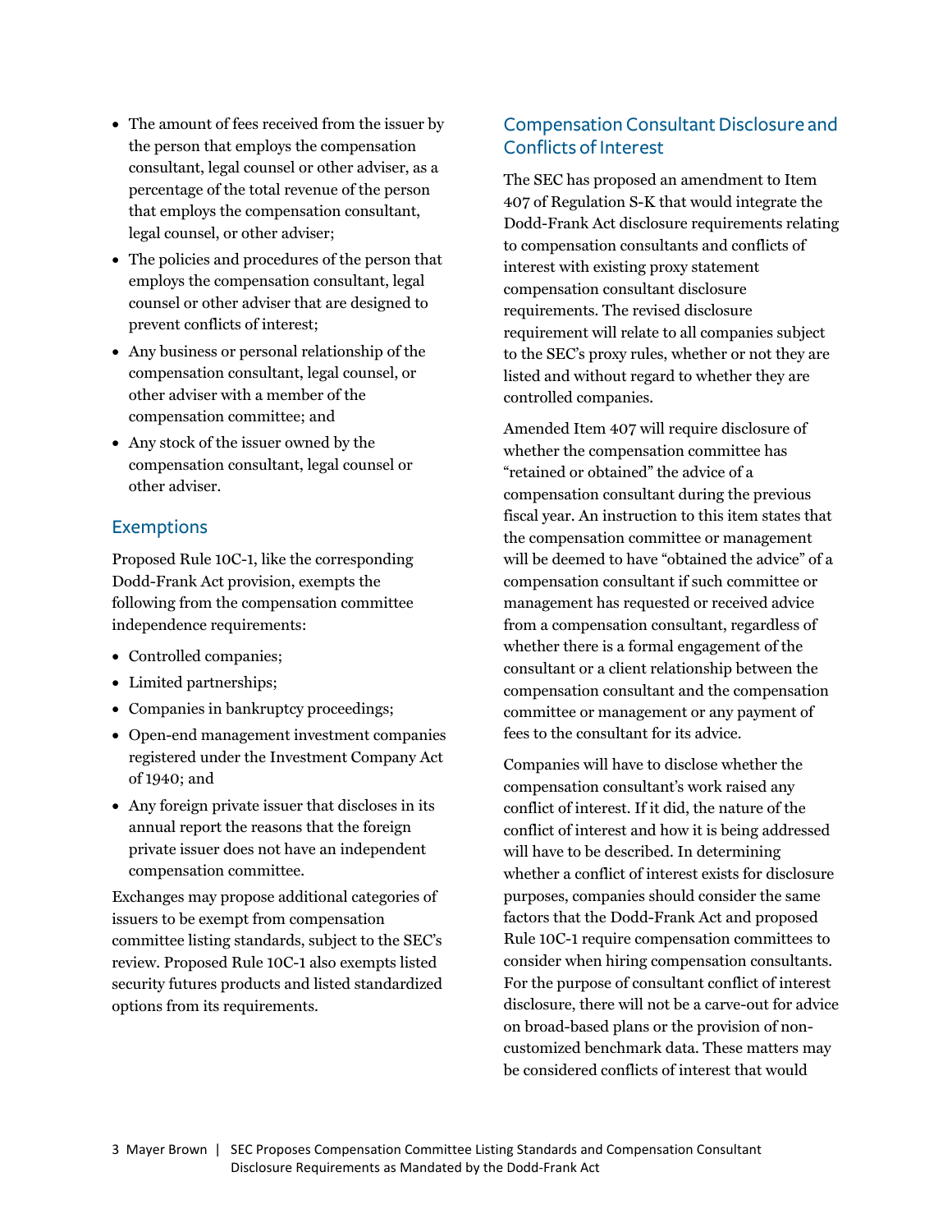- The amount of fees received from the issuer by the person that employs the compensation consultant, legal counsel or other adviser, as a percentage of the total revenue of the person that employs the compensation consultant, legal counsel, or other adviser;
- The policies and procedures of the person that employs the compensation consultant, legal counsel or other adviser that are designed to prevent conflicts of interest;
- Any business or personal relationship of the compensation consultant, legal counsel, or other adviser with a member of the compensation committee; and
- Any stock of the issuer owned by the compensation consultant, legal counsel or other adviser.

## Exemptions

Proposed Rule 10C-1, like the corresponding Dodd-Frank Act provision, exempts the following from the compensation committee independence requirements:

- Controlled companies;
- Limited partnerships;
- Companies in bankruptcy proceedings;
- Open-end management investment companies registered under the Investment Company Act of 1940; and
- Any foreign private issuer that discloses in its annual report the reasons that the foreign private issuer does not have an independent compensation committee.

Exchanges may propose additional categories of issuers to be exempt from compensation committee listing standards, subject to the SEC's review. Proposed Rule 10C-1 also exempts listed security futures products and listed standardized options from its requirements.

## Compensation Consultant Disclosure and Conflicts of Interest

The SEC has proposed an amendment to Item 407 of Regulation S-K that would integrate the Dodd-Frank Act disclosure requirements relating to compensation consultants and conflicts of interest with existing proxy statement compensation consultant disclosure requirements. The revised disclosure requirement will relate to all companies subject to the SEC's proxy rules, whether or not they are listed and without regard to whether they are controlled companies.

Amended Item 407 will require disclosure of whether the compensation committee has "retained or obtained" the advice of a compensation consultant during the previous fiscal year. An instruction to this item states that the compensation committee or management will be deemed to have "obtained the advice" of a compensation consultant if such committee or management has requested or received advice from a compensation consultant, regardless of whether there is a formal engagement of the consultant or a client relationship between the compensation consultant and the compensation committee or management or any payment of fees to the consultant for its advice.

Companies will have to disclose whether the compensation consultant's work raised any conflict of interest. If it did, the nature of the conflict of interest and how it is being addressed will have to be described. In determining whether a conflict of interest exists for disclosure purposes, companies should consider the same factors that the Dodd-Frank Act and proposed Rule 10C-1 require compensation committees to consider when hiring compensation consultants. For the purpose of consultant conflict of interest disclosure, there will not be a carve-out for advice on broad-based plans or the provision of non-customized benchmark data. These matters may be considered conflicts of interest that would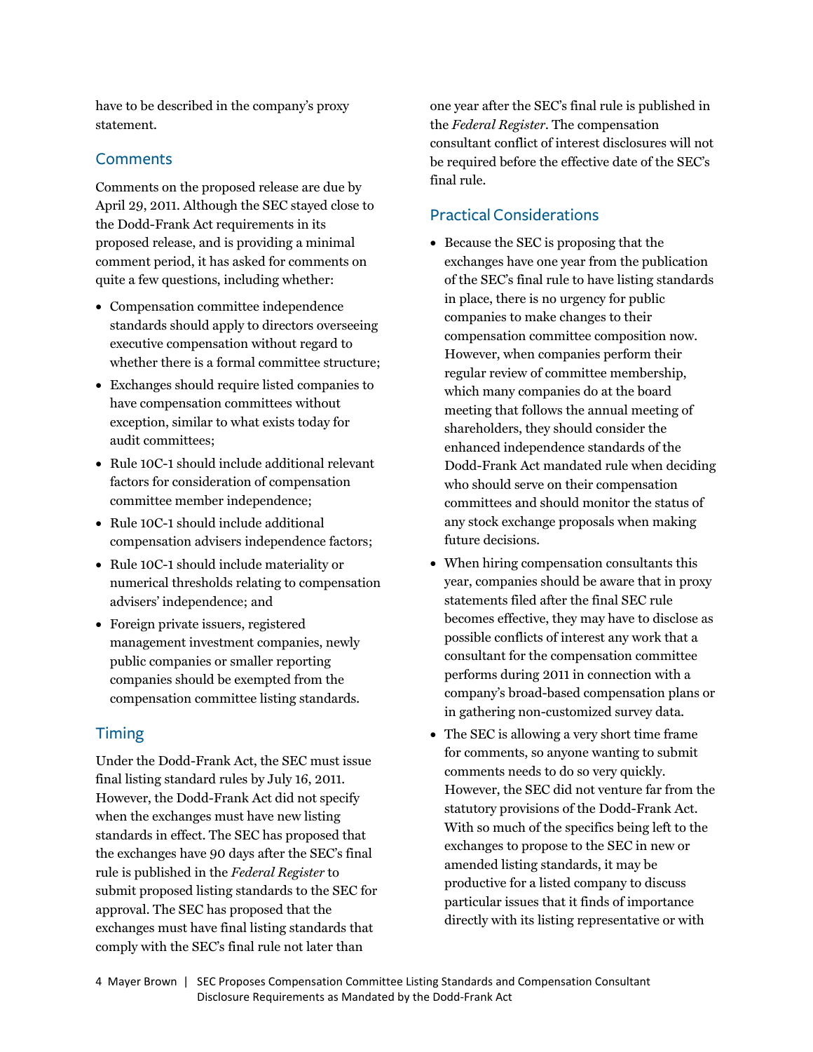have to be described in the company's proxy statement.

## Comments

Comments on the proposed release are due by April 29, 2011. Although the SEC stayed close to the Dodd-Frank Act requirements in its proposed release, and is providing a minimal comment period, it has asked for comments on quite a few questions, including whether:

- Compensation committee independence standards should apply to directors overseeing executive compensation without regard to whether there is a formal committee structure;
- Exchanges should require listed companies to have compensation committees without exception, similar to what exists today for audit committees;
- Rule 10C-1 should include additional relevant factors for consideration of compensation committee member independence;
- Rule 10C-1 should include additional compensation advisers independence factors;
- Rule 10C-1 should include materiality or numerical thresholds relating to compensation advisers' independence; and
- Foreign private issuers, registered management investment companies, newly public companies or smaller reporting companies should be exempted from the compensation committee listing standards.

## Timing

Under the Dodd-Frank Act, the SEC must issue final listing standard rules by July 16, 2011. However, the Dodd-Frank Act did not specify when the exchanges must have new listing standards in effect. The SEC has proposed that the exchanges have 90 days after the SEC's final rule is published in the *Federal Register* to submit proposed listing standards to the SEC for approval. The SEC has proposed that the exchanges must have final listing standards that comply with the SEC's final rule not later than one year after the SEC's final rule is published in the *Federal Register*. The compensation consultant conflict of interest disclosures will not be required before the effective date of the SEC's final rule.

## Practical Considerations

- Because the SEC is proposing that the exchanges have one year from the publication of the SEC's final rule to have listing standards in place, there is no urgency for public companies to make changes to their compensation committee composition now. However, when companies perform their regular review of committee membership, which many companies do at the board meeting that follows the annual meeting of shareholders, they should consider the enhanced independence standards of the Dodd-Frank Act mandated rule when deciding who should serve on their compensation committees and should monitor the status of any stock exchange proposals when making future decisions.
- When hiring compensation consultants this year, companies should be aware that in proxy statements filed after the final SEC rule becomes effective, they may have to disclose as possible conflicts of interest any work that a consultant for the compensation committee performs during 2011 in connection with a company's broad-based compensation plans or in gathering non-customized survey data.
- The SEC is allowing a very short time frame for comments, so anyone wanting to submit comments needs to do so very quickly. However, the SEC did not venture far from the statutory provisions of the Dodd-Frank Act. With so much of the specifics being left to the exchanges to propose to the SEC in new or amended listing standards, it may be productive for a listed company to discuss particular issues that it finds of importance directly with its listing representative or with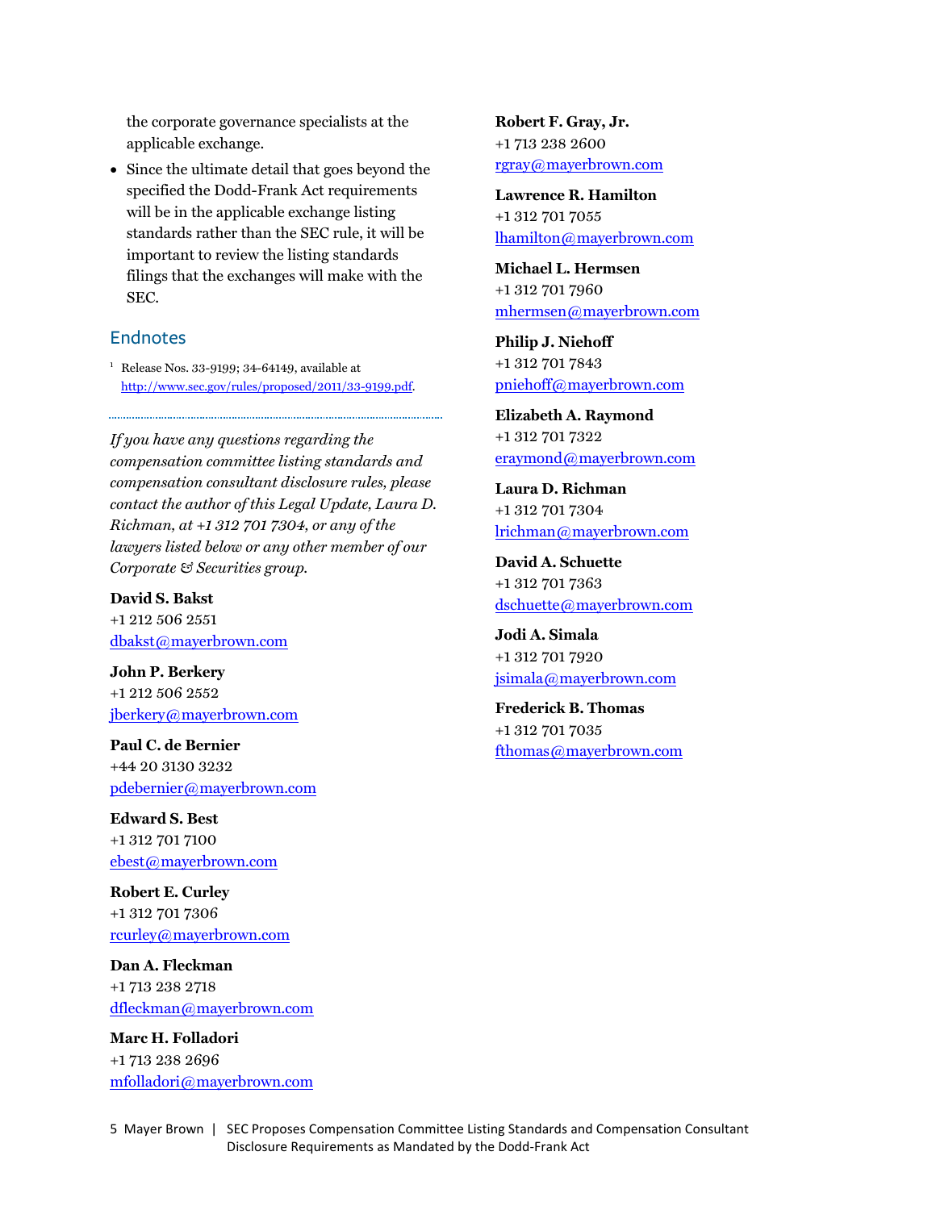the corporate governance specialists at the applicable exchange.

- Since the ultimate detail that goes beyond the specified the Dodd-Frank Act requirements will be in the applicable exchange listing standards rather than the SEC rule, it will be important to review the listing standards filings that the exchanges will make with the SEC.

## Endnotes

[1] Release Nos. 33-9199; 34-64149, available at http://www.sec.gov/rules/proposed/2011/33-9199.pdf.

---

*If you have any questions regarding the compensation committee listing standards and compensation consultant disclosure rules, please contact the author of this Legal Update, Laura D. Richman, at +1 312 701 7304, or any of the lawyers listed below or any other member of our Corporate & Securities group.*

**David S. Bakst**
+1 212 506 2551
dbakst@mayerbrown.com

**John P. Berkery**
+1 212 506 2552
jberkery@mayerbrown.com

**Paul C. de Bernier**
+44 20 3130 3232
pdebernier@mayerbrown.com

**Edward S. Best**
+1 312 701 7100
ebest@mayerbrown.com

**Robert E. Curley**
+1 312 701 7306
rcurley@mayerbrown.com

**Dan A. Fleckman**
+1 713 238 2718
dfleckman@mayerbrown.com

**Marc H. Folladori**
+1 713 238 2696
mfolladori@mayerbrown.com

**Robert F. Gray, Jr.**
+1 713 238 2600
rgray@mayerbrown.com

**Lawrence R. Hamilton**
+1 312 701 7055
lhamilton@mayerbrown.com

**Michael L. Hermsen**
+1 312 701 7960
mhermsen@mayerbrown.com

**Philip J. Niehoff**
+1 312 701 7843
pniehoff@mayerbrown.com

**Elizabeth A. Raymond**
+1 312 701 7322
eraymond@mayerbrown.com

**Laura D. Richman**
+1 312 701 7304
lrichman@mayerbrown.com

**David A. Schuette**
+1 312 701 7363
dschuette@mayerbrown.com

**Jodi A. Simala**
+1 312 701 7920
jsimala@mayerbrown.com

**Frederick B. Thomas**
+1 312 701 7035
fthomas@mayerbrown.com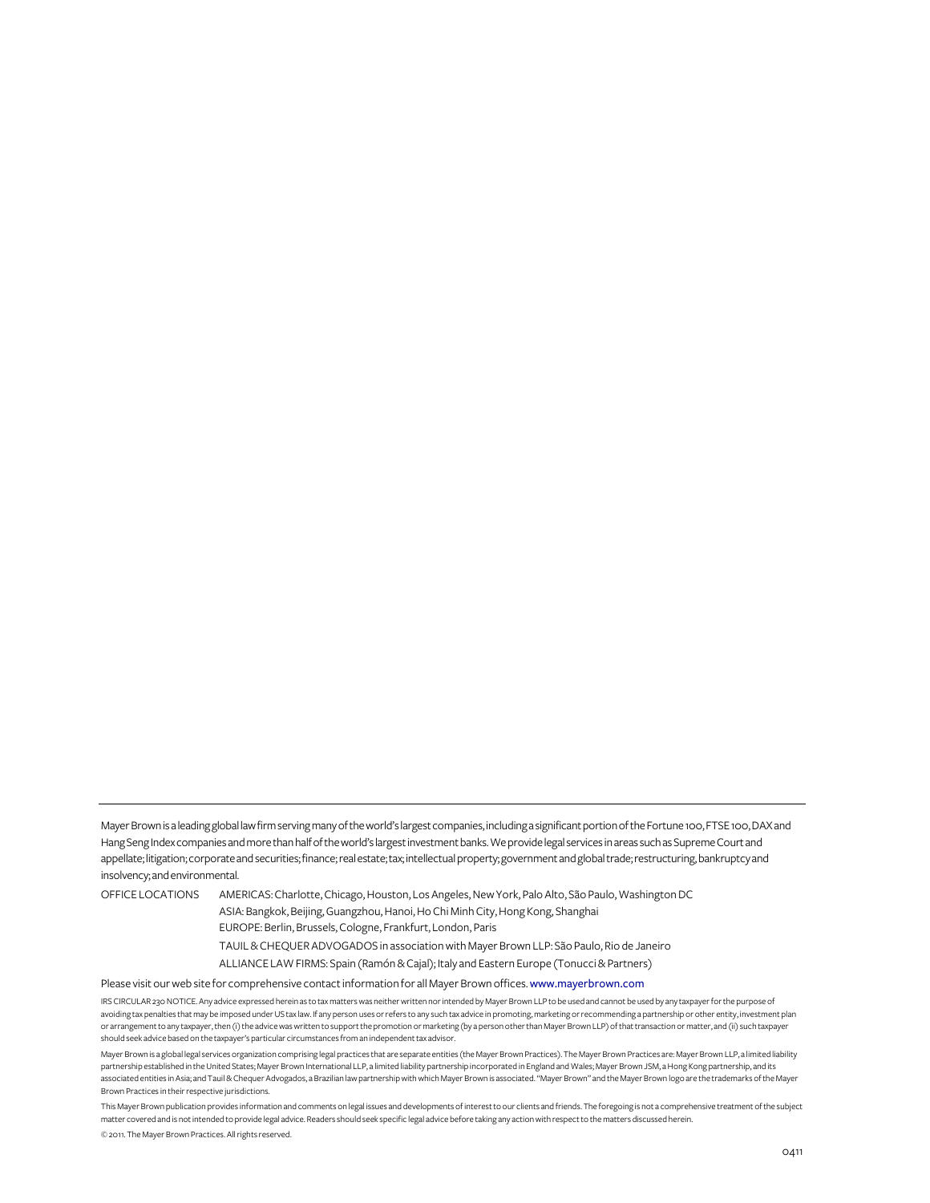Mayer Brown is a leading global law firm serving many of the world's largest companies, including a significant portion of the Fortune 100, FTSE 100, DAX and Hang Seng Index companies and more than half of the world's largest investment banks. We provide legal services in areas such as Supreme Court and appellate; litigation; corporate and securities; finance; real estate; tax; intellectual property; government and global trade; restructuring, bankruptcy and insolvency; and environmental.

OFFICE LOCATIONS AMERICAS: Charlotte, Chicago, Houston, Los Angeles, New York, Palo Alto, São Paulo, Washington DC
ASIA: Bangkok, Beijing, Guangzhou, Hanoi, Ho Chi Minh City, Hong Kong, Shanghai
EUROPE: Berlin, Brussels, Cologne, Frankfurt, London, Paris
TAUIL & CHEQUER ADVOGADOS in association with Mayer Brown LLP: São Paulo, Rio de Janeiro
ALLIANCE LAW FIRMS: Spain (Ramón & Cajal); Italy and Eastern Europe (Tonucci & Partners)

Please visit our web site for comprehensive contact information for all Mayer Brown offices. www.mayerbrown.com

IRS CIRCULAR 230 NOTICE. Any advice expressed herein as to tax matters was neither written nor intended by Mayer Brown LLP to be used and cannot be used by any taxpayer for the purpose of avoiding tax penalties that may be imposed under US tax law. If any person uses or refers to any such tax advice in promoting, marketing or recommending a partnership or other entity, investment plan or arrangement to any taxpayer, then (i) the advice was written to support the promotion or marketing (by a person other than Mayer Brown LLP) of that transaction or matter, and (ii) such taxpayer should seek advice based on the taxpayer's particular circumstances from an independent tax advisor.

Mayer Brown is a global legal services organization comprising legal practices that are separate entities (the Mayer Brown Practices). The Mayer Brown Practices are: Mayer Brown LLP, a limited liability partnership established in the United States; Mayer Brown International LLP, a limited liability partnership incorporated in England and Wales; Mayer Brown JSM, a Hong Kong partnership, and its associated entities in Asia; and Tauil & Chequer Advogados, a Brazilian law partnership with which Mayer Brown is associated. "Mayer Brown" and the Mayer Brown logo are the trademarks of the Mayer Brown Practices in their respective jurisdictions.

This Mayer Brown publication provides information and comments on legal issues and developments of interest to our clients and friends. The foregoing is not a comprehensive treatment of the subject matter covered and is not intended to provide legal advice. Readers should seek specific legal advice before taking any action with respect to the matters discussed herein.

© 2011. The Mayer Brown Practices. All rights reserved.

0411